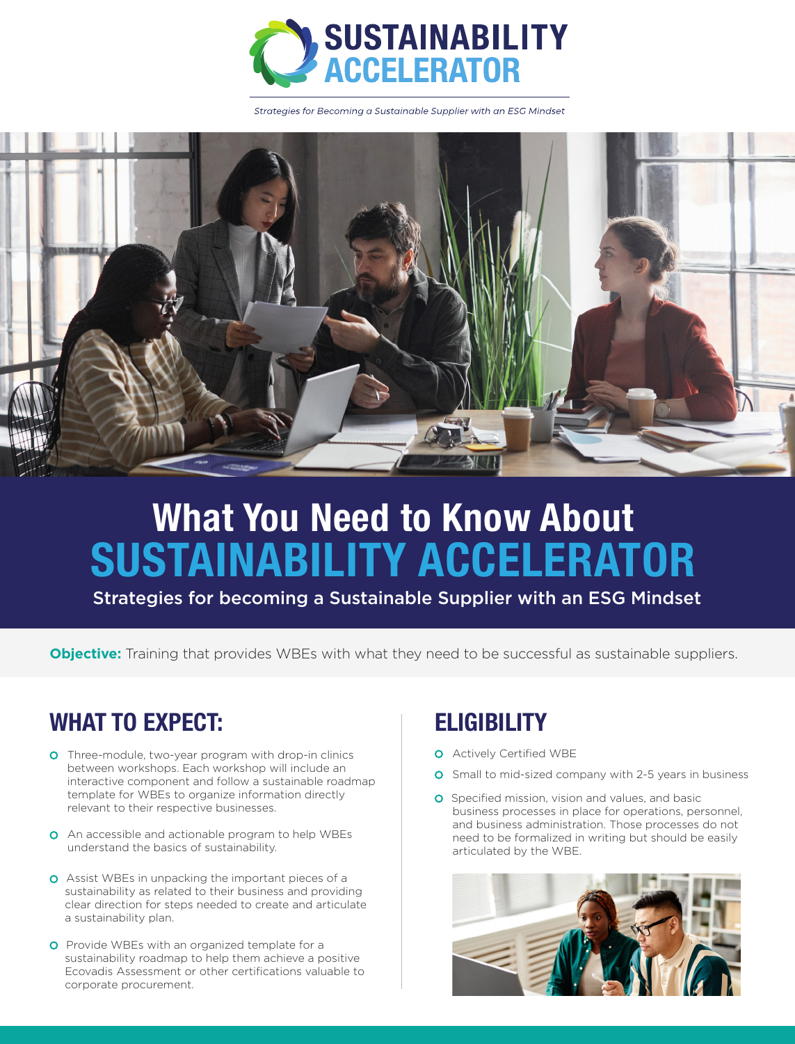# SUSTAINABILITY ACCELERATOR

*Strategies for Becoming a Sustainable Supplier with an ESG Mindset*

# What You Need to Know About SUSTAINABILITY ACCELERATOR

Strategies for becoming a Sustainable Supplier with an ESG Mindset

**Objective:** Training that provides WBEs with what they need to be successful as sustainable suppliers.

## WHAT TO EXPECT:

- Three-module, two-year program with drop-in clinics between workshops. Each workshop will include an interactive component and follow a sustainable roadmap template for WBEs to organize information directly relevant to their respective businesses.
- An accessible and actionable program to help WBEs understand the basics of sustainability.
- Assist WBEs in unpacking the important pieces of a sustainability as related to their business and providing clear direction for steps needed to create and articulate a sustainability plan.
- Provide WBEs with an organized template for a sustainability roadmap to help them achieve a positive Ecovadis Assessment or other certifications valuable to corporate procurement.

## ELIGIBILITY

- Actively Certified WBE
- Small to mid-sized company with 2-5 years in business
- Specified mission, vision and values, and basic business processes in place for operations, personnel, and business administration. Those processes do not need to be formalized in writing but should be easily articulated by the WBE.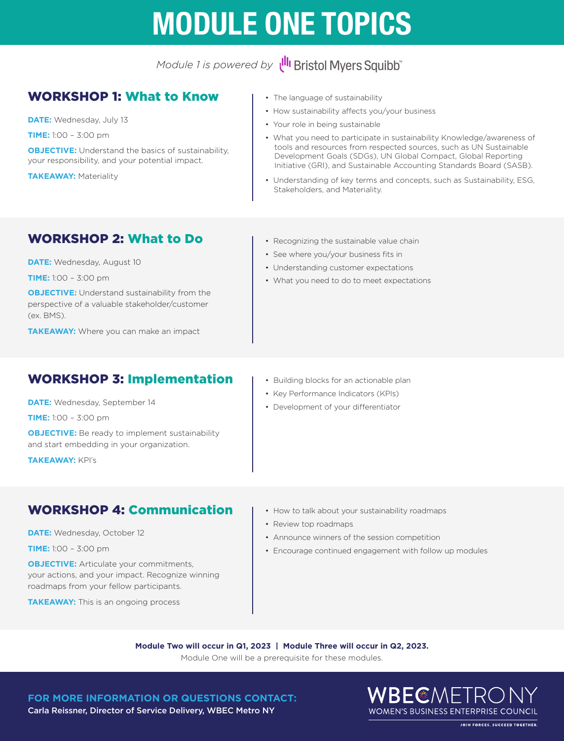# MODULE ONE TOPICS

*Module 1 is powered by* Bristol Myers Squibb™

## WORKSHOP 1: What to Know

**DATE:** Wednesday, July 13

**TIME:** 1:00 – 3:00 pm

**OBJECTIVE:** Understand the basics of sustainability, your responsibility, and your potential impact.

**TAKEAWAY:** Materiality

- The language of sustainability
- How sustainability affects you/your business
- Your role in being sustainable
- What you need to participate in sustainability Knowledge/awareness of tools and resources from respected sources, such as UN Sustainable Development Goals (SDGs), UN Global Compact, Global Reporting Initiative (GRI), and Sustainable Accounting Standards Board (SASB).
- Understanding of key terms and concepts, such as Sustainability, ESG, Stakeholders, and Materiality.

## WORKSHOP 2: What to Do

**DATE:** Wednesday, August 10

**TIME:** 1:00 – 3:00 pm

**OBJECTIVE:** Understand sustainability from the perspective of a valuable stakeholder/customer (ex. BMS).

**TAKEAWAY:** Where you can make an impact

- Recognizing the sustainable value chain
- See where you/your business fits in
- Understanding customer expectations
- What you need to do to meet expectations

## WORKSHOP 3: Implementation

**DATE:** Wednesday, September 14

**TIME:** 1:00 – 3:00 pm

**OBJECTIVE:** Be ready to implement sustainability and start embedding in your organization.

**TAKEAWAY:** KPI's

- Building blocks for an actionable plan
- Key Performance Indicators (KPIs)
- Development of your differentiator

## WORKSHOP 4: Communication

**DATE:** Wednesday, October 12

**TIME:** 1:00 – 3:00 pm

**OBJECTIVE:** Articulate your commitments, your actions, and your impact. Recognize winning roadmaps from your fellow participants.

**TAKEAWAY:** This is an ongoing process

- How to talk about your sustainability roadmaps
- Review top roadmaps
- Announce winners of the session competition
- Encourage continued engagement with follow up modules

**Module Two will occur in Q1, 2023 | Module Three will occur in Q2, 2023.**

Module One will be a prerequisite for these modules.

**FOR MORE INFORMATION OR QUESTIONS CONTACT:**

**Carla Reissner, Director of Service Delivery, WBEC Metro NY**

WBEC METRO NY
WOMEN'S BUSINESS ENTERPRISE COUNCIL
JOIN FORCES. SUCCEED TOGETHER.